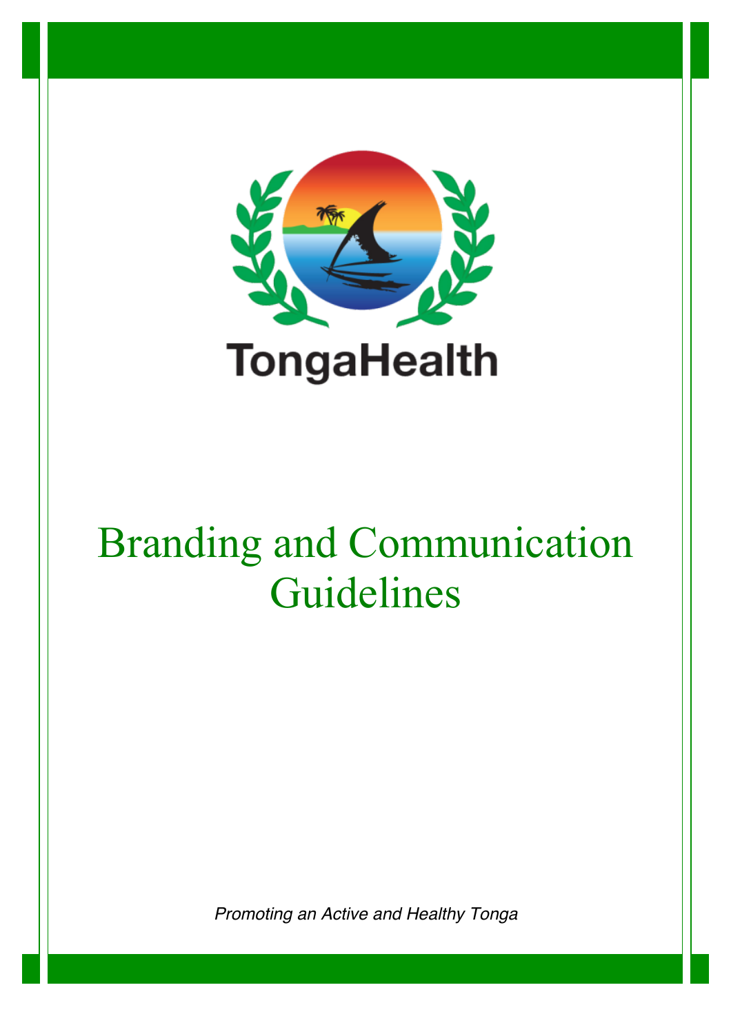TongaHealth

# Branding and Communication Guidelines

*Promoting an Active and Healthy Tonga*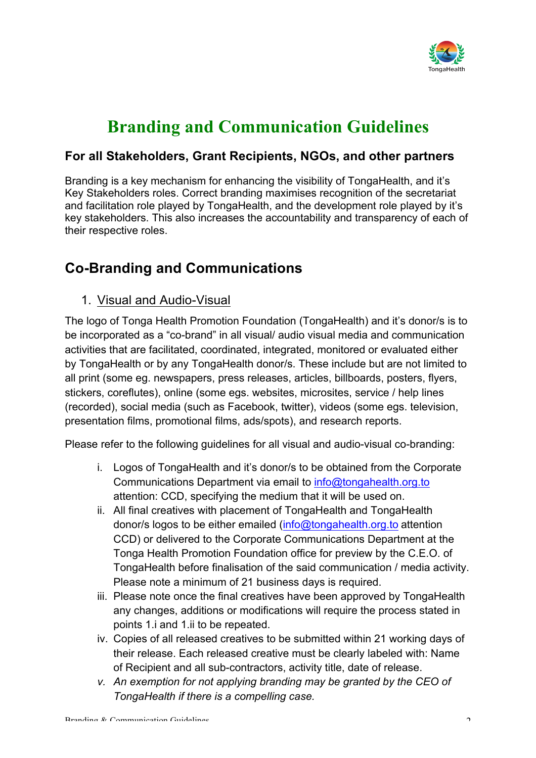# Branding and Communication Guidelines

### For all Stakeholders, Grant Recipients, NGOs, and other partners

Branding is a key mechanism for enhancing the visibility of TongaHealth, and it's Key Stakeholders roles. Correct branding maximises recognition of the secretariat and facilitation role played by TongaHealth, and the development role played by it's key stakeholders. This also increases the accountability and transparency of each of their respective roles.

## Co-Branding and Communications

1. Visual and Audio-Visual

The logo of Tonga Health Promotion Foundation (TongaHealth) and it's donor/s is to be incorporated as a "co-brand" in all visual/ audio visual media and communication activities that are facilitated, coordinated, integrated, monitored or evaluated either by TongaHealth or by any TongaHealth donor/s. These include but are not limited to all print (some eg. newspapers, press releases, articles, billboards, posters, flyers, stickers, coreflutes), online (some egs. websites, microsites, service / help lines (recorded), social media (such as Facebook, twitter), videos (some egs. television, presentation films, promotional films, ads/spots), and research reports.

Please refer to the following guidelines for all visual and audio-visual co-branding:

i. Logos of TongaHealth and it's donor/s to be obtained from the Corporate Communications Department via email to info@tongahealth.org.to attention: CCD, specifying the medium that it will be used on.

ii. All final creatives with placement of TongaHealth and TongaHealth donor/s logos to be either emailed (info@tongahealth.org.to attention CCD) or delivered to the Corporate Communications Department at the Tonga Health Promotion Foundation office for preview by the C.E.O. of TongaHealth before finalisation of the said communication / media activity. Please note a minimum of 21 business days is required.

iii. Please note once the final creatives have been approved by TongaHealth any changes, additions or modifications will require the process stated in points 1.i and 1.ii to be repeated.

iv. Copies of all released creatives to be submitted within 21 working days of their release. Each released creative must be clearly labeled with: Name of Recipient and all sub-contractors, activity title, date of release.

v. *An exemption for not applying branding may be granted by the CEO of TongaHealth if there is a compelling case.*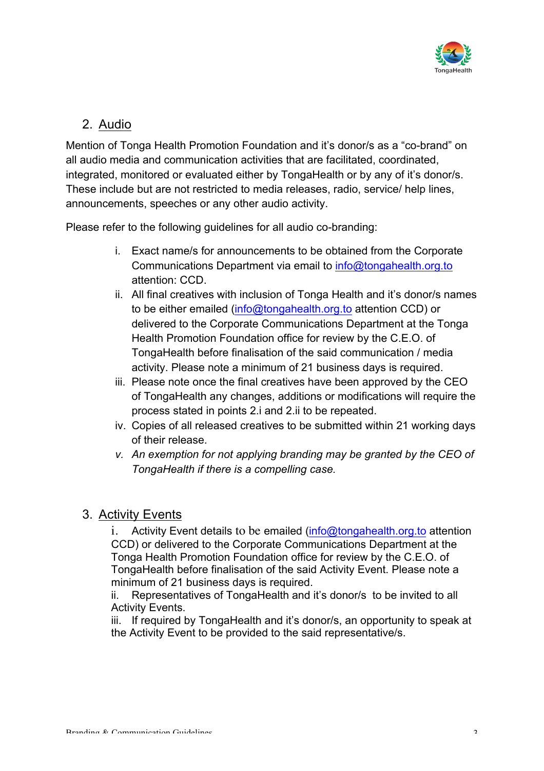## 2. Audio

Mention of Tonga Health Promotion Foundation and it's donor/s as a "co-brand" on all audio media and communication activities that are facilitated, coordinated, integrated, monitored or evaluated either by TongaHealth or by any of it's donor/s. These include but are not restricted to media releases, radio, service/ help lines, announcements, speeches or any other audio activity.

Please refer to the following guidelines for all audio co-branding:

i. Exact name/s for announcements to be obtained from the Corporate Communications Department via email to info@tongahealth.org.to attention: CCD.
ii. All final creatives with inclusion of Tonga Health and it's donor/s names to be either emailed (info@tongahealth.org.to attention CCD) or delivered to the Corporate Communications Department at the Tonga Health Promotion Foundation office for review by the C.E.O. of TongaHealth before finalisation of the said communication / media activity. Please note a minimum of 21 business days is required.
iii. Please note once the final creatives have been approved by the CEO of TongaHealth any changes, additions or modifications will require the process stated in points 2.i and 2.ii to be repeated.
iv. Copies of all released creatives to be submitted within 21 working days of their release.
v. *An exemption for not applying branding may be granted by the CEO of TongaHealth if there is a compelling case.*

## 3. Activity Events

i. Activity Event details to be emailed (info@tongahealth.org.to attention CCD) or delivered to the Corporate Communications Department at the Tonga Health Promotion Foundation office for review by the C.E.O. of TongaHealth before finalisation of the said Activity Event. Please note a minimum of 21 business days is required.
ii. Representatives of TongaHealth and it's donor/s to be invited to all Activity Events.
iii. If required by TongaHealth and it's donor/s, an opportunity to speak at the Activity Event to be provided to the said representative/s.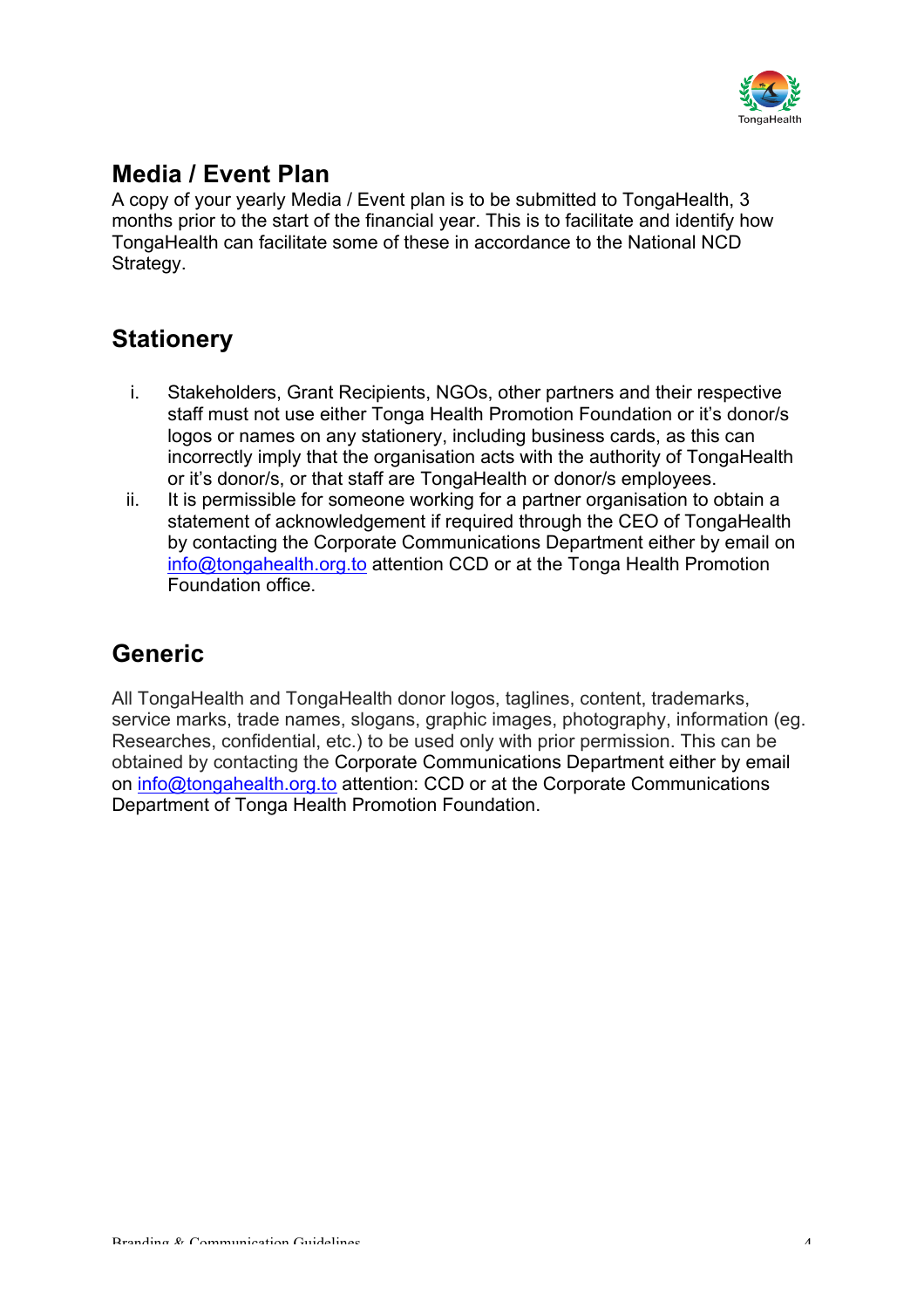## Media / Event Plan

A copy of your yearly Media / Event plan is to be submitted to TongaHealth, 3 months prior to the start of the financial year. This is to facilitate and identify how TongaHealth can facilitate some of these in accordance to the National NCD Strategy.

## Stationery

i. Stakeholders, Grant Recipients, NGOs, other partners and their respective staff must not use either Tonga Health Promotion Foundation or it's donor/s logos or names on any stationery, including business cards, as this can incorrectly imply that the organisation acts with the authority of TongaHealth or it's donor/s, or that staff are TongaHealth or donor/s employees.

ii. It is permissible for someone working for a partner organisation to obtain a statement of acknowledgement if required through the CEO of TongaHealth by contacting the Corporate Communications Department either by email on info@tongahealth.org.to attention CCD or at the Tonga Health Promotion Foundation office.

## Generic

All TongaHealth and TongaHealth donor logos, taglines, content, trademarks, service marks, trade names, slogans, graphic images, photography, information (eg. Researches, confidential, etc.) to be used only with prior permission. This can be obtained by contacting the Corporate Communications Department either by email on info@tongahealth.org.to attention: CCD or at the Corporate Communications Department of Tonga Health Promotion Foundation.